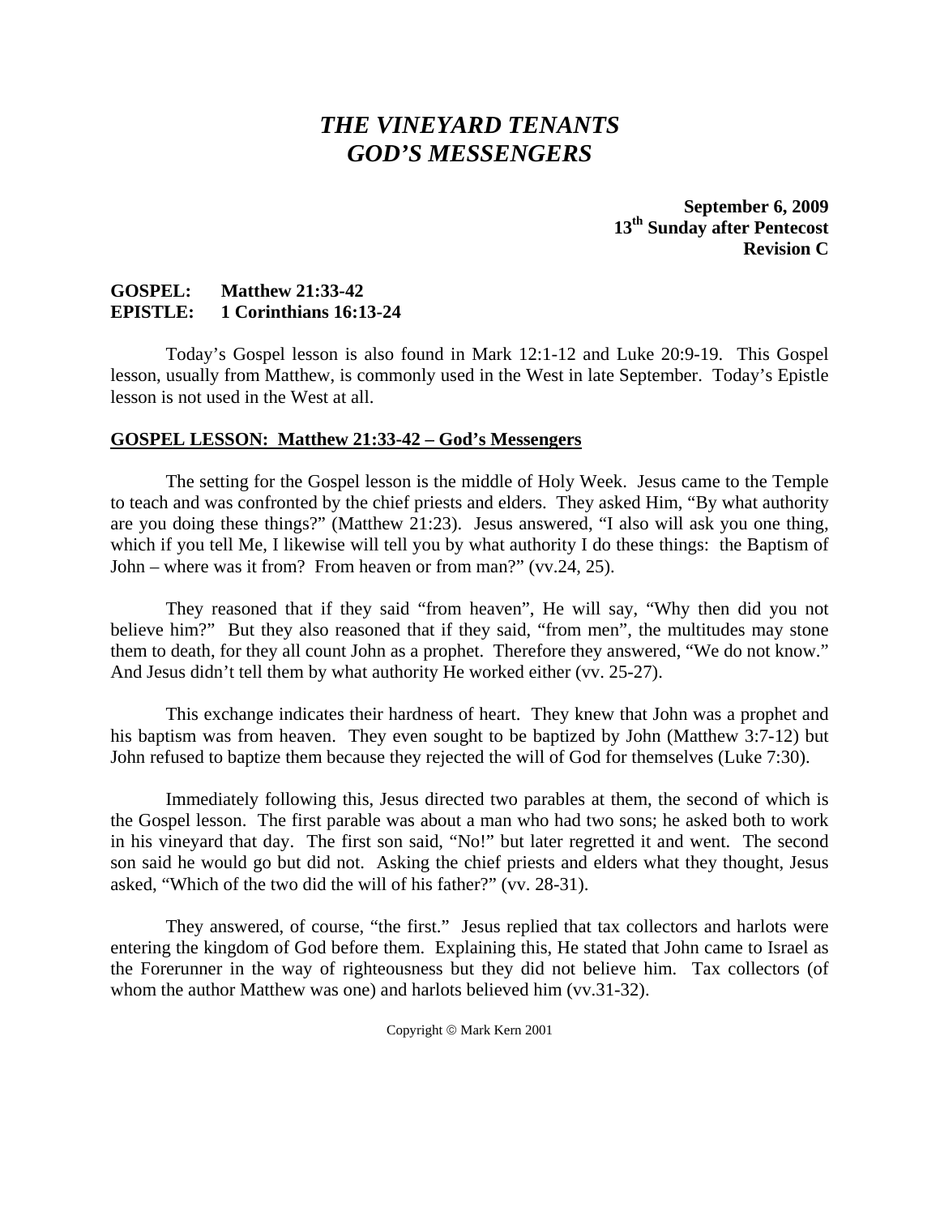# *THE VINEYARD TENANTS*
# *GOD'S MESSENGERS*

**September 6, 2009**
**13th Sunday after Pentecost**
**Revision C**

**GOSPEL: Matthew 21:33-42**
**EPISTLE: 1 Corinthians 16:13-24**

Today's Gospel lesson is also found in Mark 12:1-12 and Luke 20:9-19. This Gospel lesson, usually from Matthew, is commonly used in the West in late September. Today's Epistle lesson is not used in the West at all.

## GOSPEL LESSON: Matthew 21:33-42 – God's Messengers

The setting for the Gospel lesson is the middle of Holy Week. Jesus came to the Temple to teach and was confronted by the chief priests and elders. They asked Him, "By what authority are you doing these things?" (Matthew 21:23). Jesus answered, "I also will ask you one thing, which if you tell Me, I likewise will tell you by what authority I do these things: the Baptism of John – where was it from? From heaven or from man?" (vv.24, 25).

They reasoned that if they said "from heaven", He will say, "Why then did you not believe him?" But they also reasoned that if they said, "from men", the multitudes may stone them to death, for they all count John as a prophet. Therefore they answered, "We do not know." And Jesus didn't tell them by what authority He worked either (vv. 25-27).

This exchange indicates their hardness of heart. They knew that John was a prophet and his baptism was from heaven. They even sought to be baptized by John (Matthew 3:7-12) but John refused to baptize them because they rejected the will of God for themselves (Luke 7:30).

Immediately following this, Jesus directed two parables at them, the second of which is the Gospel lesson. The first parable was about a man who had two sons; he asked both to work in his vineyard that day. The first son said, "No!" but later regretted it and went. The second son said he would go but did not. Asking the chief priests and elders what they thought, Jesus asked, "Which of the two did the will of his father?" (vv. 28-31).

They answered, of course, "the first." Jesus replied that tax collectors and harlots were entering the kingdom of God before them. Explaining this, He stated that John came to Israel as the Forerunner in the way of righteousness but they did not believe him. Tax collectors (of whom the author Matthew was one) and harlots believed him (vv.31-32).

Copyright © Mark Kern 2001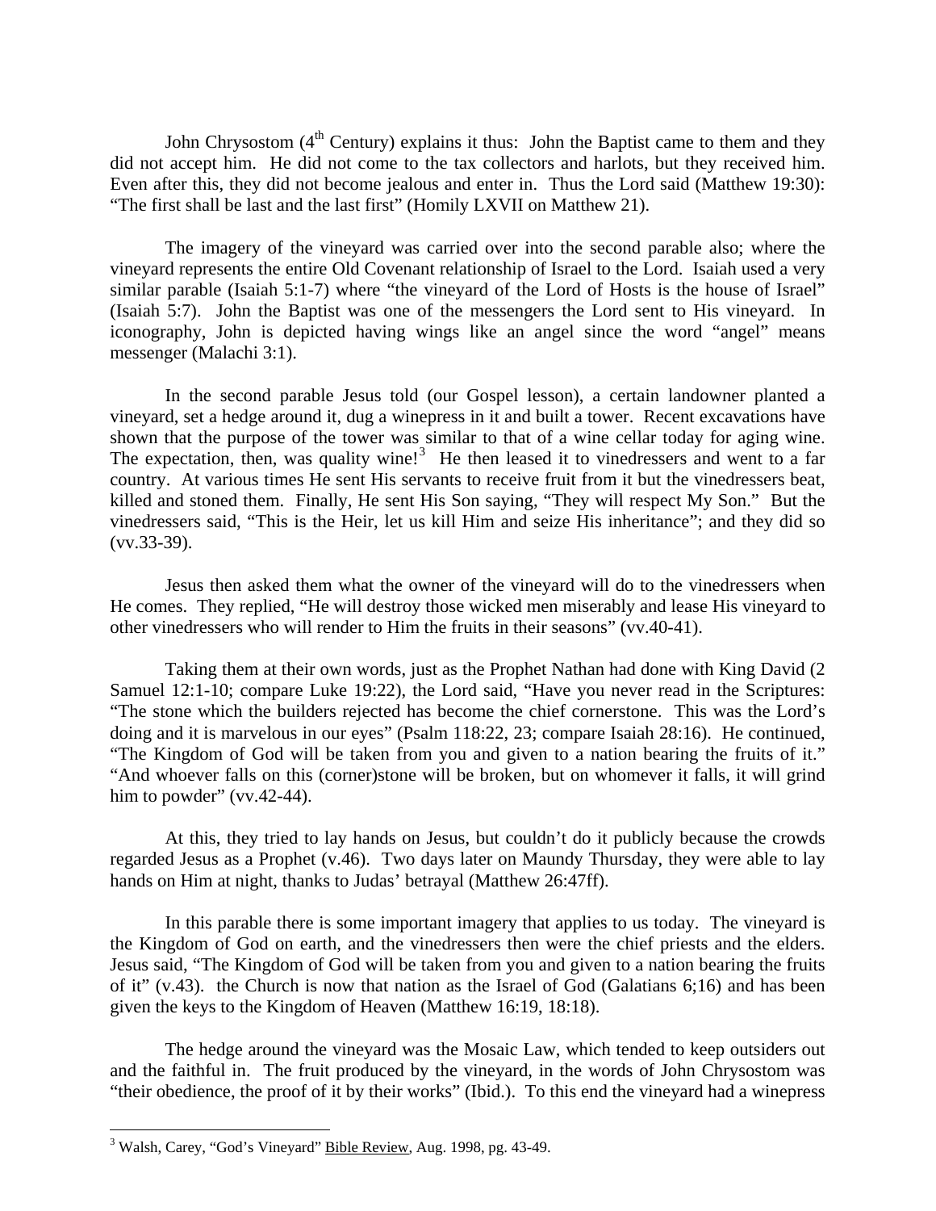John Chrysostom (4th Century) explains it thus: John the Baptist came to them and they did not accept him. He did not come to the tax collectors and harlots, but they received him. Even after this, they did not become jealous and enter in. Thus the Lord said (Matthew 19:30): "The first shall be last and the last first" (Homily LXVII on Matthew 21).

The imagery of the vineyard was carried over into the second parable also; where the vineyard represents the entire Old Covenant relationship of Israel to the Lord. Isaiah used a very similar parable (Isaiah 5:1-7) where "the vineyard of the Lord of Hosts is the house of Israel" (Isaiah 5:7). John the Baptist was one of the messengers the Lord sent to His vineyard. In iconography, John is depicted having wings like an angel since the word "angel" means messenger (Malachi 3:1).

In the second parable Jesus told (our Gospel lesson), a certain landowner planted a vineyard, set a hedge around it, dug a winepress in it and built a tower. Recent excavations have shown that the purpose of the tower was similar to that of a wine cellar today for aging wine. The expectation, then, was quality wine![3] He then leased it to vinedressers and went to a far country. At various times He sent His servants to receive fruit from it but the vinedressers beat, killed and stoned them. Finally, He sent His Son saying, "They will respect My Son." But the vinedressers said, "This is the Heir, let us kill Him and seize His inheritance"; and they did so (vv.33-39).

Jesus then asked them what the owner of the vineyard will do to the vinedressers when He comes. They replied, "He will destroy those wicked men miserably and lease His vineyard to other vinedressers who will render to Him the fruits in their seasons" (vv.40-41).

Taking them at their own words, just as the Prophet Nathan had done with King David (2 Samuel 12:1-10; compare Luke 19:22), the Lord said, "Have you never read in the Scriptures: "The stone which the builders rejected has become the chief cornerstone. This was the Lord's doing and it is marvelous in our eyes" (Psalm 118:22, 23; compare Isaiah 28:16). He continued, "The Kingdom of God will be taken from you and given to a nation bearing the fruits of it." "And whoever falls on this (corner)stone will be broken, but on whomever it falls, it will grind him to powder" (vv.42-44).

At this, they tried to lay hands on Jesus, but couldn't do it publicly because the crowds regarded Jesus as a Prophet (v.46). Two days later on Maundy Thursday, they were able to lay hands on Him at night, thanks to Judas' betrayal (Matthew 26:47ff).

In this parable there is some important imagery that applies to us today. The vineyard is the Kingdom of God on earth, and the vinedressers then were the chief priests and the elders. Jesus said, "The Kingdom of God will be taken from you and given to a nation bearing the fruits of it" (v.43). the Church is now that nation as the Israel of God (Galatians 6;16) and has been given the keys to the Kingdom of Heaven (Matthew 16:19, 18:18).

The hedge around the vineyard was the Mosaic Law, which tended to keep outsiders out and the faithful in. The fruit produced by the vineyard, in the words of John Chrysostom was "their obedience, the proof of it by their works" (Ibid.). To this end the vineyard had a winepress

---

[3] Walsh, Carey, "God's Vineyard" Bible Review, Aug. 1998, pg. 43-49.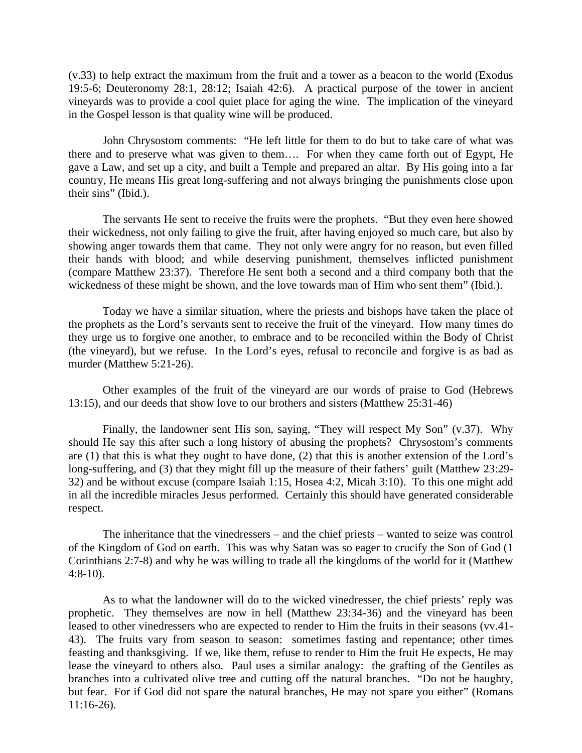(v.33) to help extract the maximum from the fruit and a tower as a beacon to the world (Exodus 19:5-6; Deuteronomy 28:1, 28:12; Isaiah 42:6). A practical purpose of the tower in ancient vineyards was to provide a cool quiet place for aging the wine. The implication of the vineyard in the Gospel lesson is that quality wine will be produced.

John Chrysostom comments: "He left little for them to do but to take care of what was there and to preserve what was given to them…. For when they came forth out of Egypt, He gave a Law, and set up a city, and built a Temple and prepared an altar. By His going into a far country, He means His great long-suffering and not always bringing the punishments close upon their sins" (Ibid.).

The servants He sent to receive the fruits were the prophets. "But they even here showed their wickedness, not only failing to give the fruit, after having enjoyed so much care, but also by showing anger towards them that came. They not only were angry for no reason, but even filled their hands with blood; and while deserving punishment, themselves inflicted punishment (compare Matthew 23:37). Therefore He sent both a second and a third company both that the wickedness of these might be shown, and the love towards man of Him who sent them" (Ibid.).

Today we have a similar situation, where the priests and bishops have taken the place of the prophets as the Lord's servants sent to receive the fruit of the vineyard. How many times do they urge us to forgive one another, to embrace and to be reconciled within the Body of Christ (the vineyard), but we refuse. In the Lord's eyes, refusal to reconcile and forgive is as bad as murder (Matthew 5:21-26).

Other examples of the fruit of the vineyard are our words of praise to God (Hebrews 13:15), and our deeds that show love to our brothers and sisters (Matthew 25:31-46)

Finally, the landowner sent His son, saying, "They will respect My Son" (v.37). Why should He say this after such a long history of abusing the prophets? Chrysostom's comments are (1) that this is what they ought to have done, (2) that this is another extension of the Lord's long-suffering, and (3) that they might fill up the measure of their fathers' guilt (Matthew 23:29-32) and be without excuse (compare Isaiah 1:15, Hosea 4:2, Micah 3:10). To this one might add in all the incredible miracles Jesus performed. Certainly this should have generated considerable respect.

The inheritance that the vinedressers – and the chief priests – wanted to seize was control of the Kingdom of God on earth. This was why Satan was so eager to crucify the Son of God (1 Corinthians 2:7-8) and why he was willing to trade all the kingdoms of the world for it (Matthew 4:8-10).

As to what the landowner will do to the wicked vinedresser, the chief priests' reply was prophetic. They themselves are now in hell (Matthew 23:34-36) and the vineyard has been leased to other vinedressers who are expected to render to Him the fruits in their seasons (vv.41-43). The fruits vary from season to season: sometimes fasting and repentance; other times feasting and thanksgiving. If we, like them, refuse to render to Him the fruit He expects, He may lease the vineyard to others also. Paul uses a similar analogy: the grafting of the Gentiles as branches into a cultivated olive tree and cutting off the natural branches. "Do not be haughty, but fear. For if God did not spare the natural branches, He may not spare you either" (Romans 11:16-26).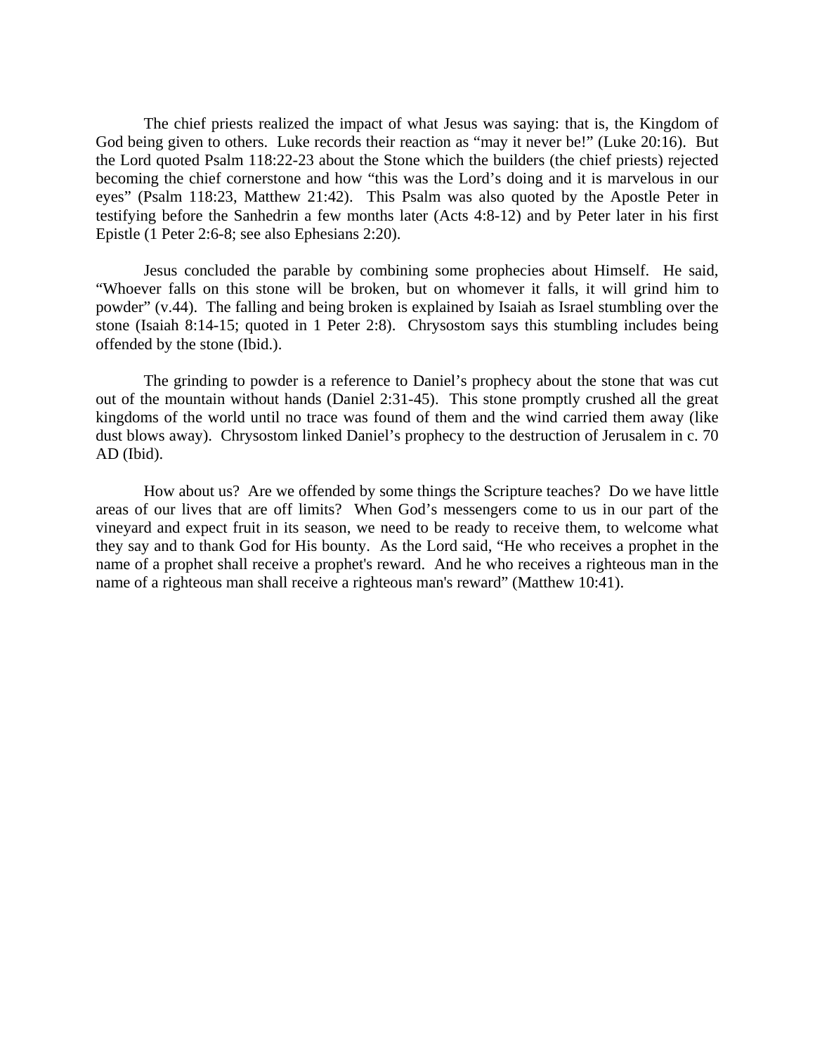The chief priests realized the impact of what Jesus was saying: that is, the Kingdom of God being given to others. Luke records their reaction as "may it never be!" (Luke 20:16). But the Lord quoted Psalm 118:22-23 about the Stone which the builders (the chief priests) rejected becoming the chief cornerstone and how "this was the Lord's doing and it is marvelous in our eyes" (Psalm 118:23, Matthew 21:42). This Psalm was also quoted by the Apostle Peter in testifying before the Sanhedrin a few months later (Acts 4:8-12) and by Peter later in his first Epistle (1 Peter 2:6-8; see also Ephesians 2:20).

Jesus concluded the parable by combining some prophecies about Himself. He said, "Whoever falls on this stone will be broken, but on whomever it falls, it will grind him to powder" (v.44). The falling and being broken is explained by Isaiah as Israel stumbling over the stone (Isaiah 8:14-15; quoted in 1 Peter 2:8). Chrysostom says this stumbling includes being offended by the stone (Ibid.).

The grinding to powder is a reference to Daniel's prophecy about the stone that was cut out of the mountain without hands (Daniel 2:31-45). This stone promptly crushed all the great kingdoms of the world until no trace was found of them and the wind carried them away (like dust blows away). Chrysostom linked Daniel's prophecy to the destruction of Jerusalem in c. 70 AD (Ibid).

How about us? Are we offended by some things the Scripture teaches? Do we have little areas of our lives that are off limits? When God's messengers come to us in our part of the vineyard and expect fruit in its season, we need to be ready to receive them, to welcome what they say and to thank God for His bounty. As the Lord said, "He who receives a prophet in the name of a prophet shall receive a prophet's reward. And he who receives a righteous man in the name of a righteous man shall receive a righteous man's reward" (Matthew 10:41).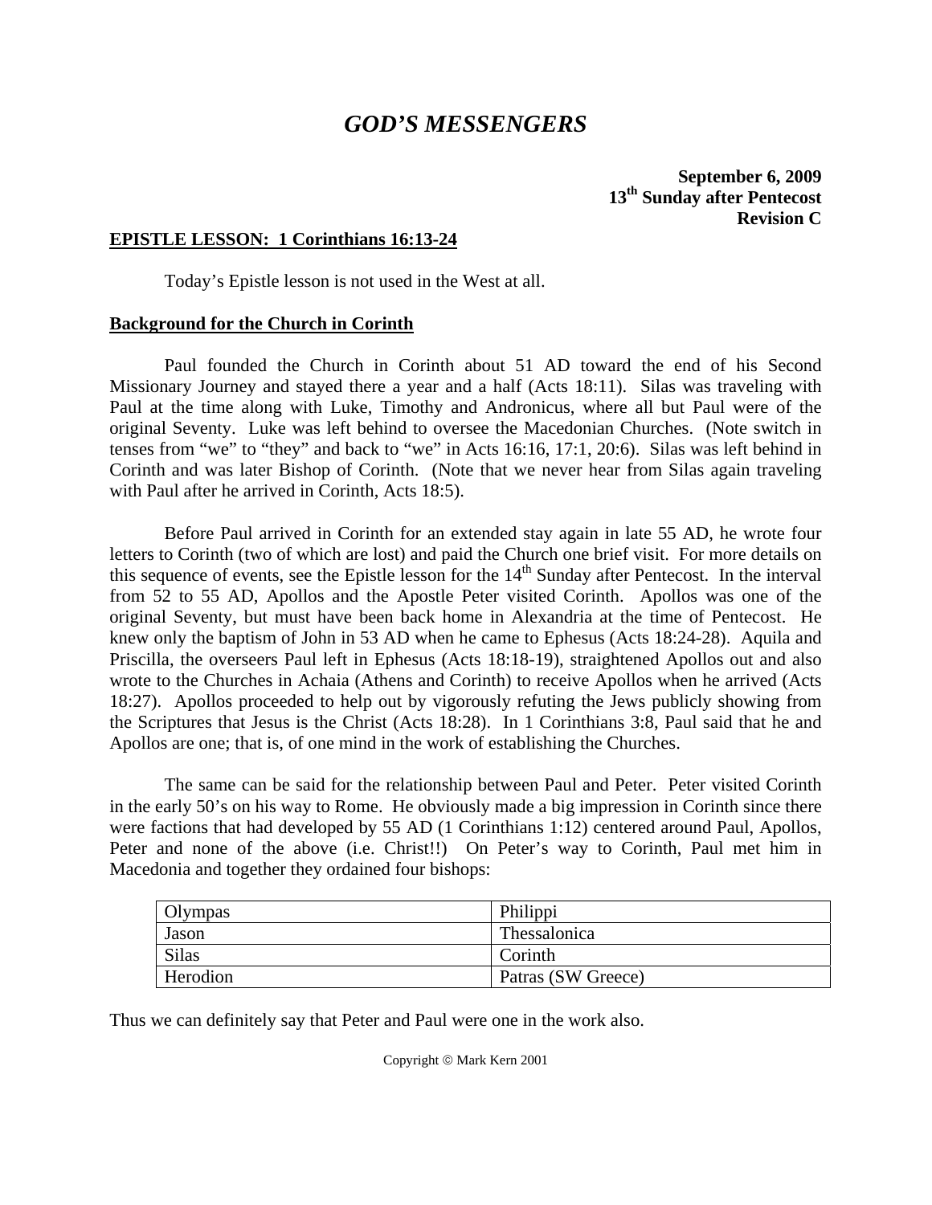# *GOD'S MESSENGERS*

**September 6, 2009**
**13th Sunday after Pentecost**
**Revision C**

## EPISTLE LESSON: 1 Corinthians 16:13-24

Today's Epistle lesson is not used in the West at all.

### Background for the Church in Corinth

Paul founded the Church in Corinth about 51 AD toward the end of his Second Missionary Journey and stayed there a year and a half (Acts 18:11). Silas was traveling with Paul at the time along with Luke, Timothy and Andronicus, where all but Paul were of the original Seventy. Luke was left behind to oversee the Macedonian Churches. (Note switch in tenses from "we" to "they" and back to "we" in Acts 16:16, 17:1, 20:6). Silas was left behind in Corinth and was later Bishop of Corinth. (Note that we never hear from Silas again traveling with Paul after he arrived in Corinth, Acts 18:5).

Before Paul arrived in Corinth for an extended stay again in late 55 AD, he wrote four letters to Corinth (two of which are lost) and paid the Church one brief visit. For more details on this sequence of events, see the Epistle lesson for the 14th Sunday after Pentecost. In the interval from 52 to 55 AD, Apollos and the Apostle Peter visited Corinth. Apollos was one of the original Seventy, but must have been back home in Alexandria at the time of Pentecost. He knew only the baptism of John in 53 AD when he came to Ephesus (Acts 18:24-28). Aquila and Priscilla, the overseers Paul left in Ephesus (Acts 18:18-19), straightened Apollos out and also wrote to the Churches in Achaia (Athens and Corinth) to receive Apollos when he arrived (Acts 18:27). Apollos proceeded to help out by vigorously refuting the Jews publicly showing from the Scriptures that Jesus is the Christ (Acts 18:28). In 1 Corinthians 3:8, Paul said that he and Apollos are one; that is, of one mind in the work of establishing the Churches.

The same can be said for the relationship between Paul and Peter. Peter visited Corinth in the early 50's on his way to Rome. He obviously made a big impression in Corinth since there were factions that had developed by 55 AD (1 Corinthians 1:12) centered around Paul, Apollos, Peter and none of the above (i.e. Christ!!) On Peter's way to Corinth, Paul met him in Macedonia and together they ordained four bishops:

| | |
|---|---|
| Olympas | Philippi |
| Jason | Thessalonica |
| Silas | Corinth |
| Herodion | Patras (SW Greece) |

Thus we can definitely say that Peter and Paul were one in the work also.

Copyright © Mark Kern 2001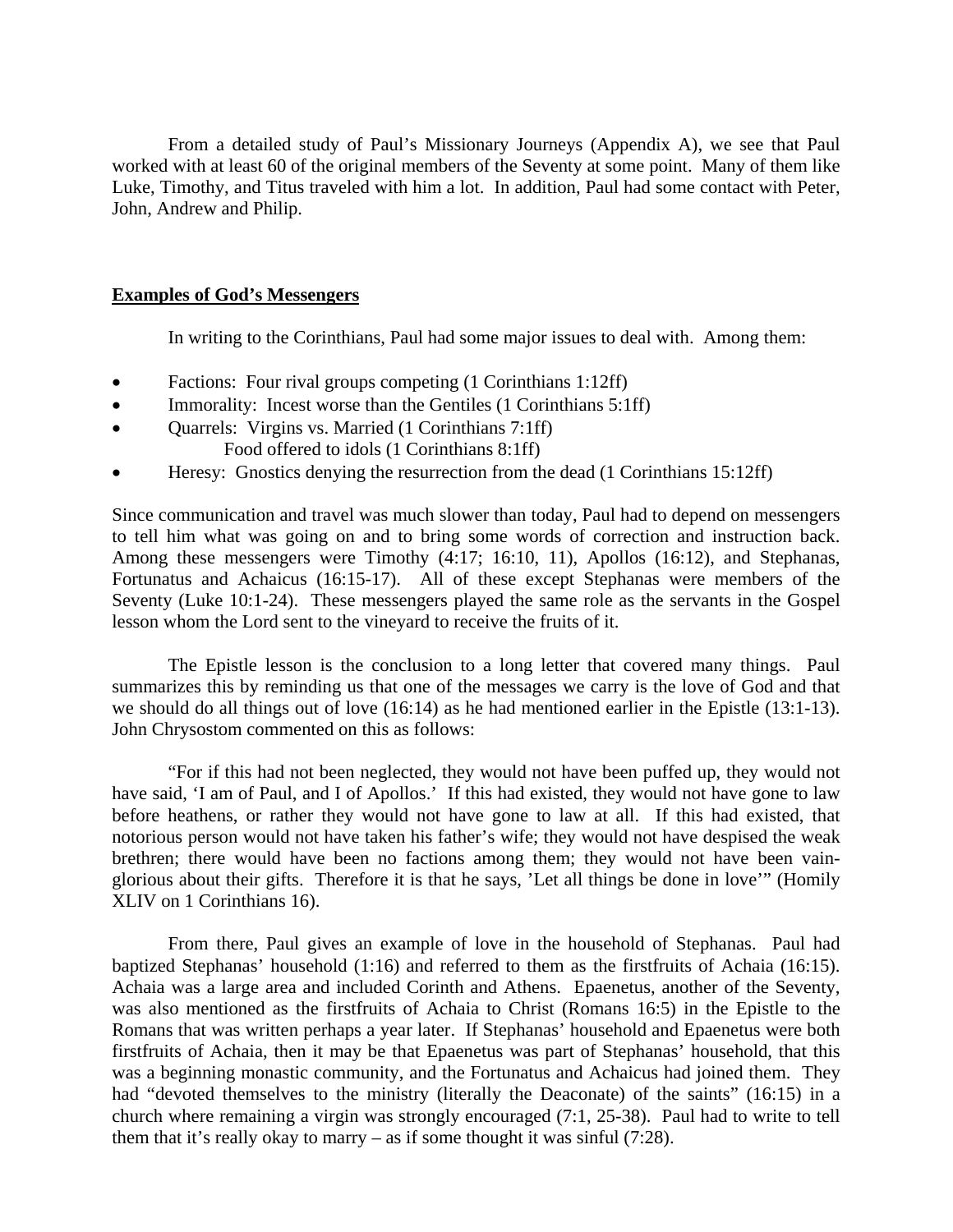From a detailed study of Paul's Missionary Journeys (Appendix A), we see that Paul worked with at least 60 of the original members of the Seventy at some point. Many of them like Luke, Timothy, and Titus traveled with him a lot. In addition, Paul had some contact with Peter, John, Andrew and Philip.

## **Examples of God's Messengers**

In writing to the Corinthians, Paul had some major issues to deal with. Among them:

- Factions: Four rival groups competing (1 Corinthians 1:12ff)
- Immorality: Incest worse than the Gentiles (1 Corinthians 5:1ff)
- Quarrels: Virgins vs. Married (1 Corinthians 7:1ff)
  Food offered to idols (1 Corinthians 8:1ff)
- Heresy: Gnostics denying the resurrection from the dead (1 Corinthians 15:12ff)

Since communication and travel was much slower than today, Paul had to depend on messengers to tell him what was going on and to bring some words of correction and instruction back. Among these messengers were Timothy (4:17; 16:10, 11), Apollos (16:12), and Stephanas, Fortunatus and Achaicus (16:15-17). All of these except Stephanas were members of the Seventy (Luke 10:1-24). These messengers played the same role as the servants in the Gospel lesson whom the Lord sent to the vineyard to receive the fruits of it.

The Epistle lesson is the conclusion to a long letter that covered many things. Paul summarizes this by reminding us that one of the messages we carry is the love of God and that we should do all things out of love (16:14) as he had mentioned earlier in the Epistle (13:1-13). John Chrysostom commented on this as follows:

"For if this had not been neglected, they would not have been puffed up, they would not have said, 'I am of Paul, and I of Apollos.' If this had existed, they would not have gone to law before heathens, or rather they would not have gone to law at all. If this had existed, that notorious person would not have taken his father's wife; they would not have despised the weak brethren; there would have been no factions among them; they would not have been vain-glorious about their gifts. Therefore it is that he says, 'Let all things be done in love'" (Homily XLIV on 1 Corinthians 16).

From there, Paul gives an example of love in the household of Stephanas. Paul had baptized Stephanas' household (1:16) and referred to them as the firstfruits of Achaia (16:15). Achaia was a large area and included Corinth and Athens. Epaenetus, another of the Seventy, was also mentioned as the firstfruits of Achaia to Christ (Romans 16:5) in the Epistle to the Romans that was written perhaps a year later. If Stephanas' household and Epaenetus were both firstfruits of Achaia, then it may be that Epaenetus was part of Stephanas' household, that this was a beginning monastic community, and the Fortunatus and Achaicus had joined them. They had "devoted themselves to the ministry (literally the Deaconate) of the saints" (16:15) in a church where remaining a virgin was strongly encouraged (7:1, 25-38). Paul had to write to tell them that it's really okay to marry – as if some thought it was sinful (7:28).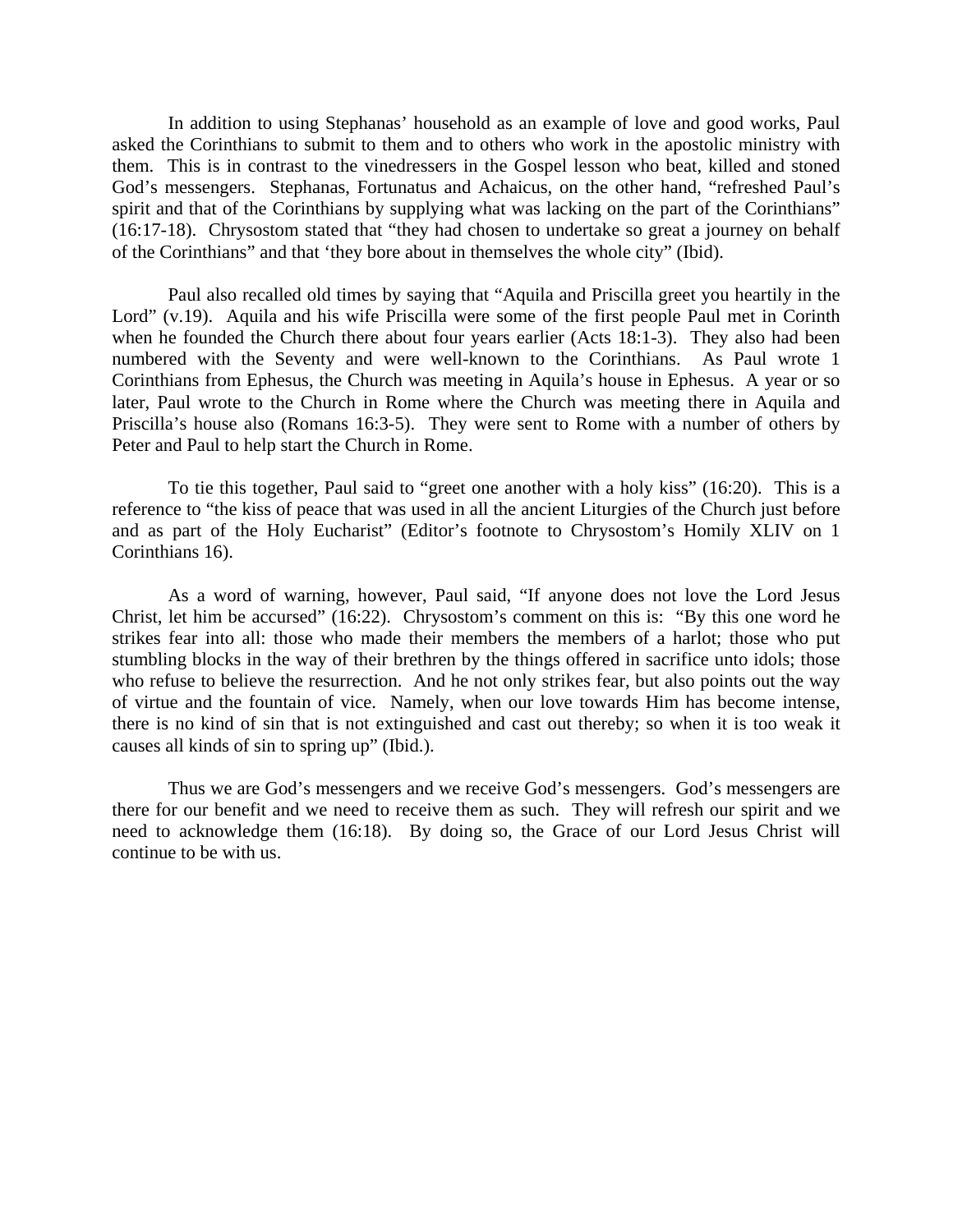In addition to using Stephanas' household as an example of love and good works, Paul asked the Corinthians to submit to them and to others who work in the apostolic ministry with them. This is in contrast to the vinedressers in the Gospel lesson who beat, killed and stoned God's messengers. Stephanas, Fortunatus and Achaicus, on the other hand, "refreshed Paul's spirit and that of the Corinthians by supplying what was lacking on the part of the Corinthians" (16:17-18). Chrysostom stated that "they had chosen to undertake so great a journey on behalf of the Corinthians" and that 'they bore about in themselves the whole city" (Ibid).

Paul also recalled old times by saying that "Aquila and Priscilla greet you heartily in the Lord" (v.19). Aquila and his wife Priscilla were some of the first people Paul met in Corinth when he founded the Church there about four years earlier (Acts 18:1-3). They also had been numbered with the Seventy and were well-known to the Corinthians. As Paul wrote 1 Corinthians from Ephesus, the Church was meeting in Aquila's house in Ephesus. A year or so later, Paul wrote to the Church in Rome where the Church was meeting there in Aquila and Priscilla's house also (Romans 16:3-5). They were sent to Rome with a number of others by Peter and Paul to help start the Church in Rome.

To tie this together, Paul said to "greet one another with a holy kiss" (16:20). This is a reference to "the kiss of peace that was used in all the ancient Liturgies of the Church just before and as part of the Holy Eucharist" (Editor's footnote to Chrysostom's Homily XLIV on 1 Corinthians 16).

As a word of warning, however, Paul said, "If anyone does not love the Lord Jesus Christ, let him be accursed" (16:22). Chrysostom's comment on this is: "By this one word he strikes fear into all: those who made their members the members of a harlot; those who put stumbling blocks in the way of their brethren by the things offered in sacrifice unto idols; those who refuse to believe the resurrection. And he not only strikes fear, but also points out the way of virtue and the fountain of vice. Namely, when our love towards Him has become intense, there is no kind of sin that is not extinguished and cast out thereby; so when it is too weak it causes all kinds of sin to spring up" (Ibid.).

Thus we are God's messengers and we receive God's messengers. God's messengers are there for our benefit and we need to receive them as such. They will refresh our spirit and we need to acknowledge them (16:18). By doing so, the Grace of our Lord Jesus Christ will continue to be with us.